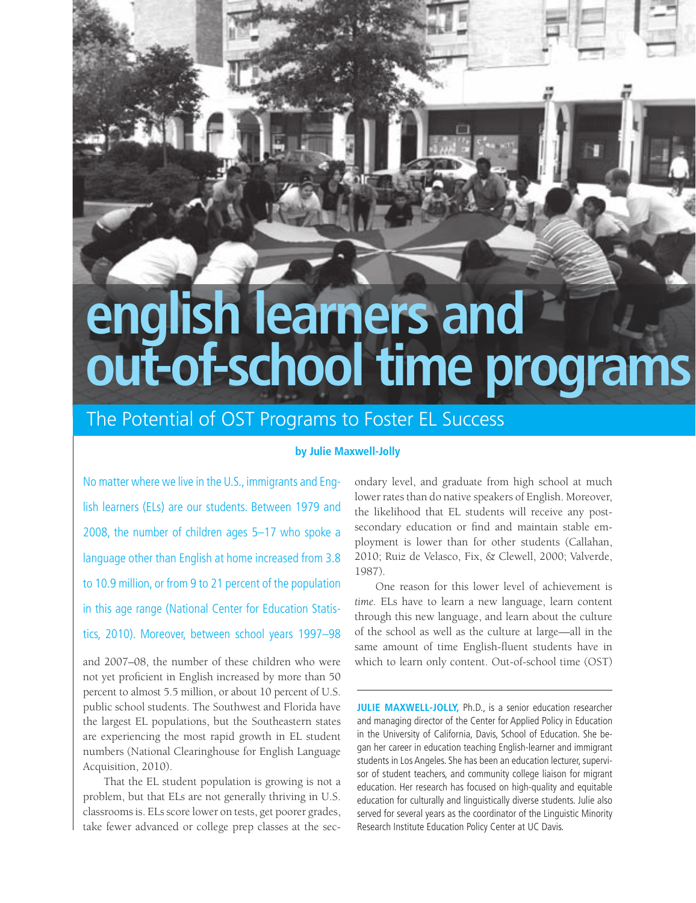# english learners and out-of-school time programs

## The Potential of OST Programs to Foster EL Success

**by Julie Maxwell-Jolly**

No matter where we live in the U.S., immigrants and English learners (ELs) are our students. Between 1979 and 2008, the number of children ages 5–17 who spoke a language other than English at home increased from 3.8 to 10.9 million, or from 9 to 21 percent of the population in this age range (National Center for Education Statistics, 2010). Moreover, between school years 1997–98 and 2007–08, the number of these children who were not yet proficient in English increased by more than 50 percent to almost 5.5 million, or about 10 percent of U.S. public school students. The Southwest and Florida have the largest EL populations, but the Southeastern states are experiencing the most rapid growth in EL student numbers (National Clearinghouse for English Language Acquisition, 2010).

That the EL student population is growing is not a problem, but that ELs are not generally thriving in U.S. classrooms is. ELs score lower on tests, get poorer grades, take fewer advanced or college prep classes at the secondary level, and graduate from high school at much lower rates than do native speakers of English. Moreover, the likelihood that EL students will receive any postsecondary education or find and maintain stable employment is lower than for other students (Callahan, 2010; Ruiz de Velasco, Fix, & Clewell, 2000; Valverde, 1987).

One reason for this lower level of achievement is *time*. ELs have to learn a new language, learn content through this new language, and learn about the culture of the school as well as the culture at large—all in the same amount of time English-fluent students have in which to learn only content. Out-of-school time (OST)

---

**JULIE MAXWELL-JOLLY,** Ph.D., is a senior education researcher and managing director of the Center for Applied Policy in Education in the University of California, Davis, School of Education. She began her career in education teaching English-learner and immigrant students in Los Angeles. She has been an education lecturer, supervisor of student teachers, and community college liaison for migrant education. Her research has focused on high-quality and equitable education for culturally and linguistically diverse students. Julie also served for several years as the coordinator of the Linguistic Minority Research Institute Education Policy Center at UC Davis.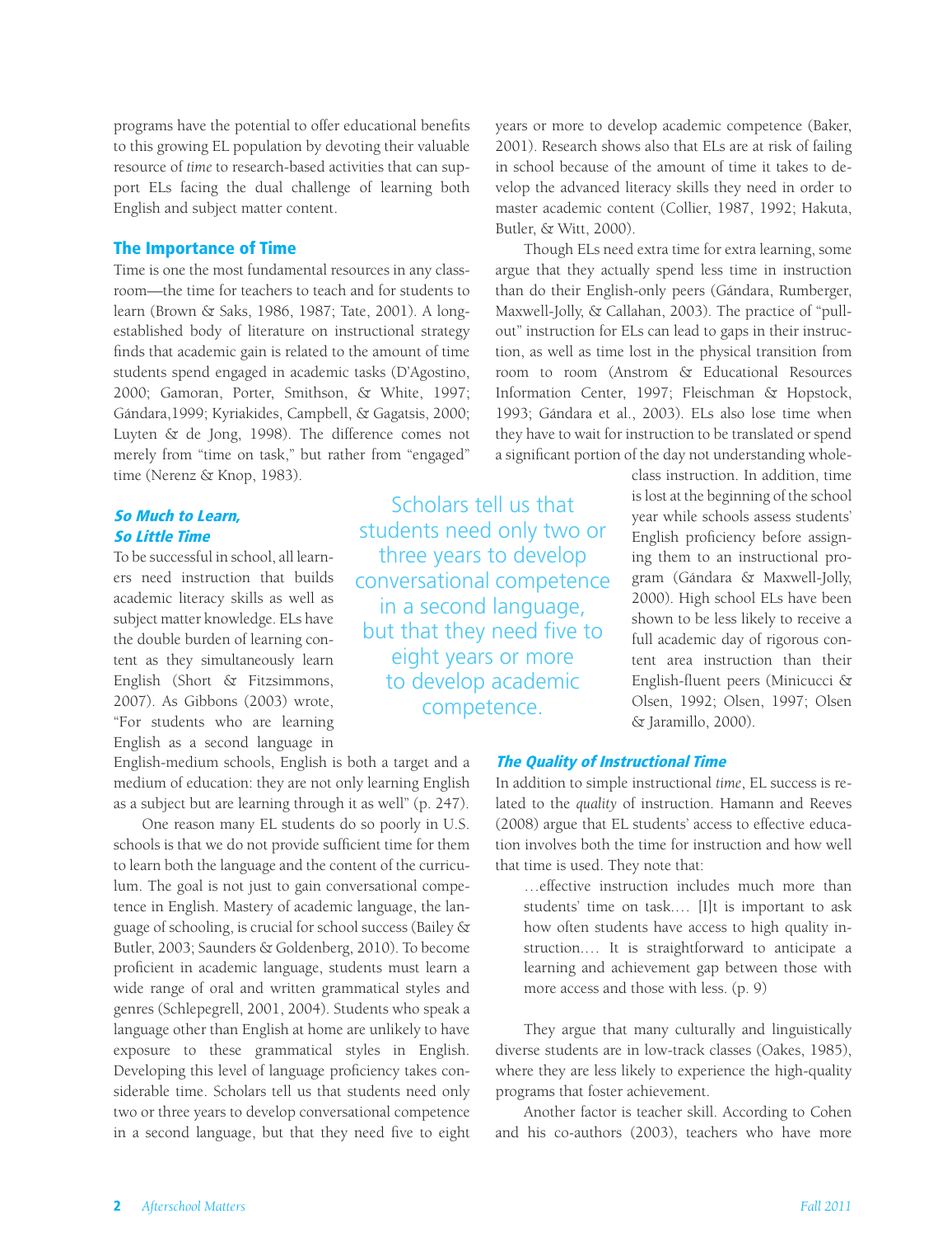programs have the potential to offer educational benefits to this growing EL population by devoting their valuable resource of *time* to research-based activities that can support ELs facing the dual challenge of learning both English and subject matter content.

## The Importance of Time

Time is one the most fundamental resources in any classroom—the time for teachers to teach and for students to learn (Brown & Saks, 1986, 1987; Tate, 2001). A long-established body of literature on instructional strategy finds that academic gain is related to the amount of time students spend engaged in academic tasks (D'Agostino, 2000; Gamoran, Porter, Smithson, & White, 1997; Gándara,1999; Kyriakides, Campbell, & Gagatsis, 2000; Luyten & de Jong, 1998). The difference comes not merely from "time on task," but rather from "engaged" time (Nerenz & Knop, 1983).

### *So Much to Learn, So Little Time*

To be successful in school, all learners need instruction that builds academic literacy skills as well as subject matter knowledge. ELs have the double burden of learning content as they simultaneously learn English (Short & Fitzsimmons, 2007). As Gibbons (2003) wrote, "For students who are learning English as a second language in English-medium schools, English is both a target and a medium of education: they are not only learning English as a subject but are learning through it as well" (p. 247).

One reason many EL students do so poorly in U.S. schools is that we do not provide sufficient time for them to learn both the language and the content of the curriculum. The goal is not just to gain conversational competence in English. Mastery of academic language, the language of schooling, is crucial for school success (Bailey & Butler, 2003; Saunders & Goldenberg, 2010). To become proficient in academic language, students must learn a wide range of oral and written grammatical styles and genres (Schlepegrell, 2001, 2004). Students who speak a language other than English at home are unlikely to have exposure to these grammatical styles in English. Developing this level of language proficiency takes considerable time. Scholars tell us that students need only two or three years to develop conversational competence in a second language, but that they need five to eight years or more to develop academic competence (Baker, 2001). Research shows also that ELs are at risk of failing in school because of the amount of time it takes to develop the advanced literacy skills they need in order to master academic content (Collier, 1987, 1992; Hakuta, Butler, & Witt, 2000).

> Scholars tell us that students need only two or three years to develop conversational competence in a second language, but that they need five to eight years or more to develop academic competence.

Though ELs need extra time for extra learning, some argue that they actually spend less time in instruction than do their English-only peers (Gándara, Rumberger, Maxwell-Jolly, & Callahan, 2003). The practice of "pull-out" instruction for ELs can lead to gaps in their instruction, as well as time lost in the physical transition from room to room (Anstrom & Educational Resources Information Center, 1997; Fleischman & Hopstock, 1993; Gándara et al., 2003). ELs also lose time when they have to wait for instruction to be translated or spend a significant portion of the day not understanding whole-class instruction. In addition, time is lost at the beginning of the school year while schools assess students' English proficiency before assigning them to an instructional program (Gándara & Maxwell-Jolly, 2000). High school ELs have been shown to be less likely to receive a full academic day of rigorous content area instruction than their English-fluent peers (Minicucci & Olsen, 1992; Olsen, 1997; Olsen & Jaramillo, 2000).

### *The Quality of Instructional Time*

In addition to simple instructional *time*, EL success is related to the *quality* of instruction. Hamann and Reeves (2008) argue that EL students' access to effective education involves both the time for instruction and how well that time is used. They note that:

> …effective instruction includes much more than students' time on task.… [I]t is important to ask how often students have access to high quality instruction.… It is straightforward to anticipate a learning and achievement gap between those with more access and those with less. (p. 9)

They argue that many culturally and linguistically diverse students are in low-track classes (Oakes, 1985), where they are less likely to experience the high-quality programs that foster achievement.

Another factor is teacher skill. According to Cohen and his co-authors (2003), teachers who have more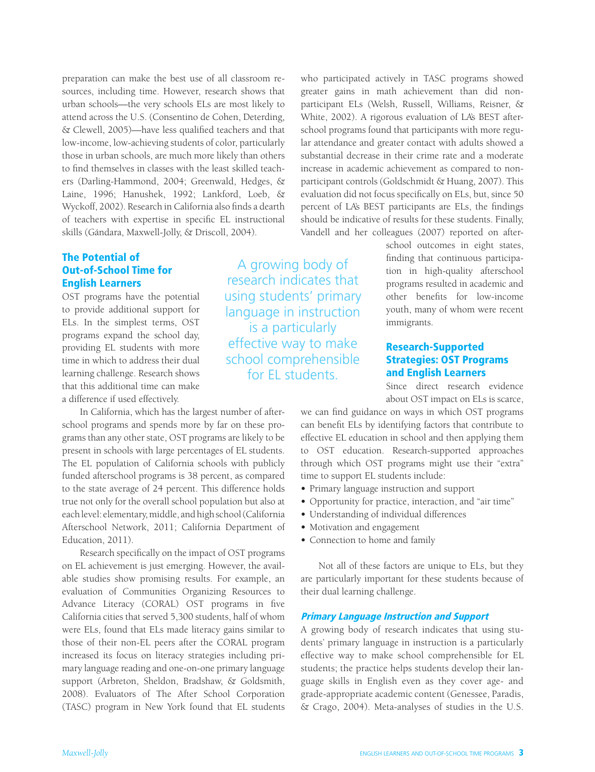preparation can make the best use of all classroom resources, including time. However, research shows that urban schools—the very schools ELs are most likely to attend across the U.S. (Consentino de Cohen, Deterding, & Clewell, 2005)—have less qualified teachers and that low-income, low-achieving students of color, particularly those in urban schools, are much more likely than others to find themselves in classes with the least skilled teachers (Darling-Hammond, 2004; Greenwald, Hedges, & Laine, 1996; Hanushek, 1992; Lankford, Loeb, & Wyckoff, 2002). Research in California also finds a dearth of teachers with expertise in specific EL instructional skills (Gándara, Maxwell-Jolly, & Driscoll, 2004).

## The Potential of Out-of-School Time for English Learners

OST programs have the potential to provide additional support for ELs. In the simplest terms, OST programs expand the school day, providing EL students with more time in which to address their dual learning challenge. Research shows that this additional time can make a difference if used effectively.

In California, which has the largest number of afterschool programs and spends more by far on these programs than any other state, OST programs are likely to be present in schools with large percentages of EL students. The EL population of California schools with publicly funded afterschool programs is 38 percent, as compared to the state average of 24 percent. This difference holds true not only for the overall school population but also at each level: elementary, middle, and high school (California Afterschool Network, 2011; California Department of Education, 2011).

Research specifically on the impact of OST programs on EL achievement is just emerging. However, the available studies show promising results. For example, an evaluation of Communities Organizing Resources to Advance Literacy (CORAL) OST programs in five California cities that served 5,300 students, half of whom were ELs, found that ELs made literacy gains similar to those of their non-EL peers after the CORAL program increased its focus on literacy strategies including primary language reading and one-on-one primary language support (Arbreton, Sheldon, Bradshaw, & Goldsmith, 2008). Evaluators of The After School Corporation (TASC) program in New York found that EL students who participated actively in TASC programs showed greater gains in math achievement than did nonparticipant ELs (Welsh, Russell, Williams, Reisner, & White, 2002). A rigorous evaluation of LA's BEST afterschool programs found that participants with more regular attendance and greater contact with adults showed a substantial decrease in their crime rate and a moderate increase in academic achievement as compared to nonparticipant controls (Goldschmidt & Huang, 2007). This evaluation did not focus specifically on ELs, but, since 50 percent of LA's BEST participants are ELs, the findings should be indicative of results for these students. Finally, Vandell and her colleagues (2007) reported on afterschool outcomes in eight states, finding that continuous participation in high-quality afterschool programs resulted in academic and other benefits for low-income youth, many of whom were recent immigrants.

> A growing body of research indicates that using students' primary language in instruction is a particularly effective way to make school comprehensible for EL students.

## Research-Supported Strategies: OST Programs and English Learners

Since direct research evidence about OST impact on ELs is scarce, we can find guidance on ways in which OST programs can benefit ELs by identifying factors that contribute to effective EL education in school and then applying them to OST education. Research-supported approaches through which OST programs might use their "extra" time to support EL students include:

- Primary language instruction and support
- Opportunity for practice, interaction, and "air time"
- Understanding of individual differences
- Motivation and engagement
- Connection to home and family

Not all of these factors are unique to ELs, but they are particularly important for these students because of their dual learning challenge.

### *Primary Language Instruction and Support*

A growing body of research indicates that using students' primary language in instruction is a particularly effective way to make school comprehensible for EL students; the practice helps students develop their language skills in English even as they cover age- and grade-appropriate academic content (Genessee, Paradis, & Crago, 2004). Meta-analyses of studies in the U.S.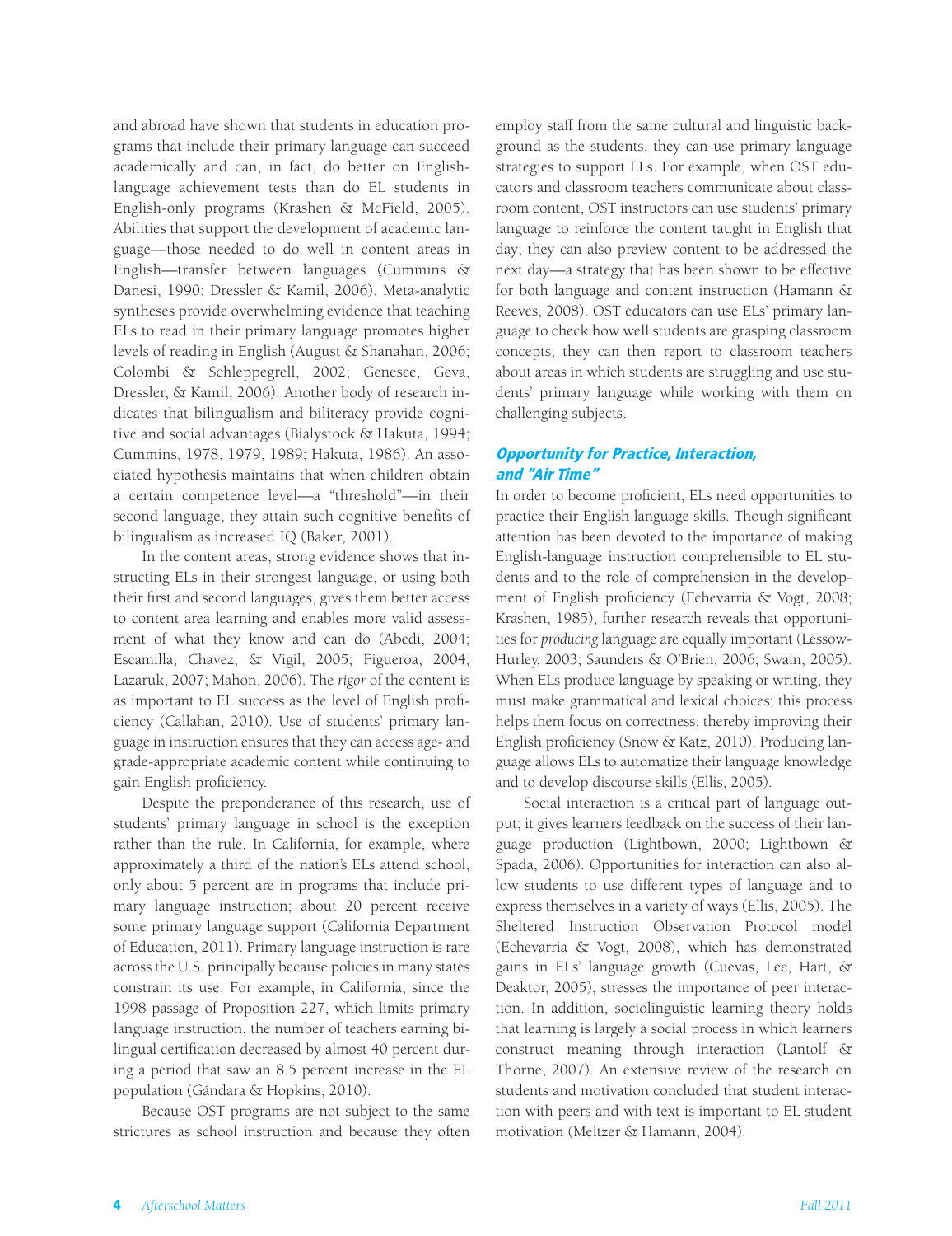and abroad have shown that students in education programs that include their primary language can succeed academically and can, in fact, do better on English-language achievement tests than do EL students in English-only programs (Krashen & McField, 2005). Abilities that support the development of academic language—those needed to do well in content areas in English—transfer between languages (Cummins & Danesi, 1990; Dressler & Kamil, 2006). Meta-analytic syntheses provide overwhelming evidence that teaching ELs to read in their primary language promotes higher levels of reading in English (August & Shanahan, 2006; Colombi & Schleppegrell, 2002; Genesee, Geva, Dressler, & Kamil, 2006). Another body of research indicates that bilingualism and biliteracy provide cognitive and social advantages (Bialystock & Hakuta, 1994; Cummins, 1978, 1979, 1989; Hakuta, 1986). An associated hypothesis maintains that when children obtain a certain competence level—a "threshold"—in their second language, they attain such cognitive benefits of bilingualism as increased IQ (Baker, 2001).

In the content areas, strong evidence shows that instructing ELs in their strongest language, or using both their first and second languages, gives them better access to content area learning and enables more valid assessment of what they know and can do (Abedi, 2004; Escamilla, Chavez, & Vigil, 2005; Figueroa, 2004; Lazaruk, 2007; Mahon, 2006). The *rigor* of the content is as important to EL success as the level of English proficiency (Callahan, 2010). Use of students' primary language in instruction ensures that they can access age- and grade-appropriate academic content while continuing to gain English proficiency.

Despite the preponderance of this research, use of students' primary language in school is the exception rather than the rule. In California, for example, where approximately a third of the nation's ELs attend school, only about 5 percent are in programs that include primary language instruction; about 20 percent receive some primary language support (California Department of Education, 2011). Primary language instruction is rare across the U.S. principally because policies in many states constrain its use. For example, in California, since the 1998 passage of Proposition 227, which limits primary language instruction, the number of teachers earning bilingual certification decreased by almost 40 percent during a period that saw an 8.5 percent increase in the EL population (Gándara & Hopkins, 2010).

Because OST programs are not subject to the same strictures as school instruction and because they often employ staff from the same cultural and linguistic background as the students, they can use primary language strategies to support ELs. For example, when OST educators and classroom teachers communicate about classroom content, OST instructors can use students' primary language to reinforce the content taught in English that day; they can also preview content to be addressed the next day—a strategy that has been shown to be effective for both language and content instruction (Hamann & Reeves, 2008). OST educators can use ELs' primary language to check how well students are grasping classroom concepts; they can then report to classroom teachers about areas in which students are struggling and use students' primary language while working with them on challenging subjects.

### Opportunity for Practice, Interaction, and "Air Time"

In order to become proficient, ELs need opportunities to practice their English language skills. Though significant attention has been devoted to the importance of making English-language instruction comprehensible to EL students and to the role of comprehension in the development of English proficiency (Echevarria & Vogt, 2008; Krashen, 1985), further research reveals that opportunities for *producing* language are equally important (Lessow-Hurley, 2003; Saunders & O'Brien, 2006; Swain, 2005). When ELs produce language by speaking or writing, they must make grammatical and lexical choices; this process helps them focus on correctness, thereby improving their English proficiency (Snow & Katz, 2010). Producing language allows ELs to automatize their language knowledge and to develop discourse skills (Ellis, 2005).

Social interaction is a critical part of language output; it gives learners feedback on the success of their language production (Lightbown, 2000; Lightbown & Spada, 2006). Opportunities for interaction can also allow students to use different types of language and to express themselves in a variety of ways (Ellis, 2005). The Sheltered Instruction Observation Protocol model (Echevarria & Vogt, 2008), which has demonstrated gains in ELs' language growth (Cuevas, Lee, Hart, & Deaktor, 2005), stresses the importance of peer interaction. In addition, sociolinguistic learning theory holds that learning is largely a social process in which learners construct meaning through interaction (Lantolf & Thorne, 2007). An extensive review of the research on students and motivation concluded that student interaction with peers and with text is important to EL student motivation (Meltzer & Hamann, 2004).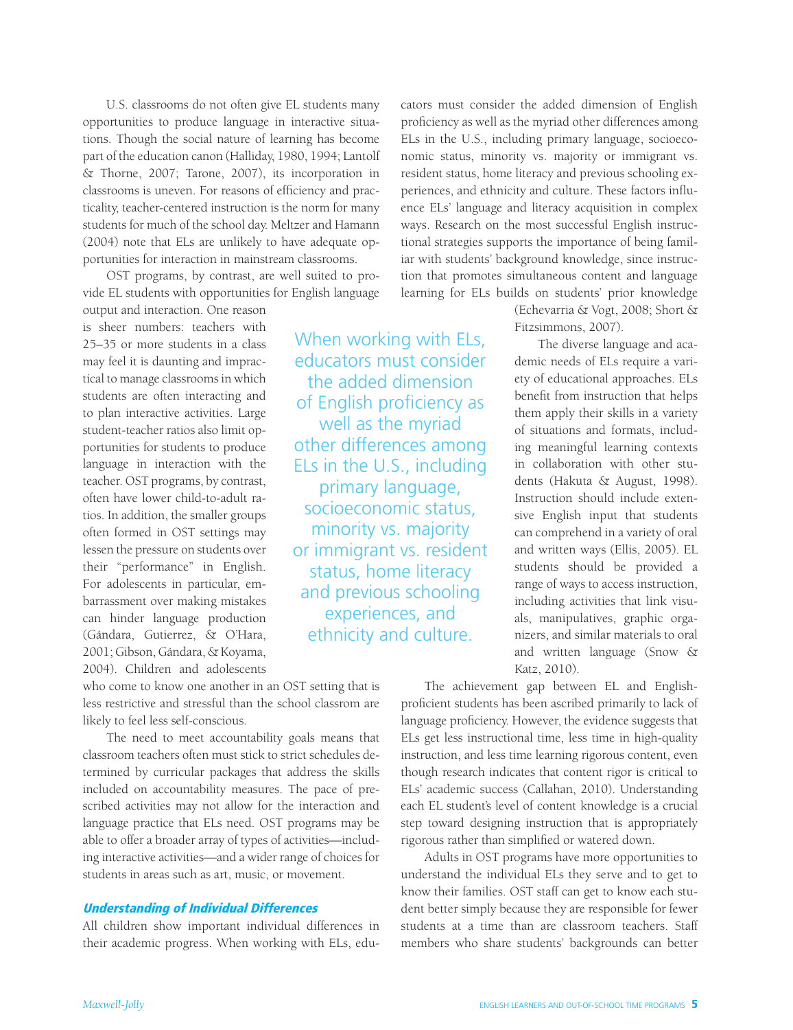U.S. classrooms do not often give EL students many opportunities to produce language in interactive situations. Though the social nature of learning has become part of the education canon (Halliday, 1980, 1994; Lantolf & Thorne, 2007; Tarone, 2007), its incorporation in classrooms is uneven. For reasons of efficiency and practicality, teacher-centered instruction is the norm for many students for much of the school day. Meltzer and Hamann (2004) note that ELs are unlikely to have adequate opportunities for interaction in mainstream classrooms.

OST programs, by contrast, are well suited to provide EL students with opportunities for English language output and interaction. One reason is sheer numbers: teachers with 25–35 or more students in a class may feel it is daunting and impractical to manage classrooms in which students are often interacting and to plan interactive activities. Large student-teacher ratios also limit opportunities for students to produce language in interaction with the teacher. OST programs, by contrast, often have lower child-to-adult ratios. In addition, the smaller groups often formed in OST settings may lessen the pressure on students over their "performance" in English. For adolescents in particular, embarrassment over making mistakes can hinder language production (Gándara, Gutierrez, & O'Hara, 2001; Gibson, Gándara, & Koyama, 2004). Children and adolescents who come to know one another in an OST setting that is less restrictive and stressful than the school classroom are likely to feel less self-conscious.

The need to meet accountability goals means that classroom teachers often must stick to strict schedules determined by curricular packages that address the skills included on accountability measures. The pace of prescribed activities may not allow for the interaction and language practice that ELs need. OST programs may be able to offer a broader array of types of activities—including interactive activities—and a wider range of choices for students in areas such as art, music, or movement.

### *Understanding of Individual Differences*

All children show important individual differences in their academic progress. When working with ELs, educators must consider the added dimension of English proficiency as well as the myriad other differences among ELs in the U.S., including primary language, socioeconomic status, minority vs. majority or immigrant vs. resident status, home literacy and previous schooling experiences, and ethnicity and culture. These factors influence ELs' language and literacy acquisition in complex ways. Research on the most successful English instructional strategies supports the importance of being familiar with students' background knowledge, since instruction that promotes simultaneous content and language learning for ELs builds on students' prior knowledge (Echevarria & Vogt, 2008; Short & Fitzsimmons, 2007).

> When working with ELs, educators must consider the added dimension of English proficiency as well as the myriad other differences among ELs in the U.S., including primary language, socioeconomic status, minority vs. majority or immigrant vs. resident status, home literacy and previous schooling experiences, and ethnicity and culture.

The diverse language and academic needs of ELs require a variety of educational approaches. ELs benefit from instruction that helps them apply their skills in a variety of situations and formats, including meaningful learning contexts in collaboration with other students (Hakuta & August, 1998). Instruction should include extensive English input that students can comprehend in a variety of oral and written ways (Ellis, 2005). EL students should be provided a range of ways to access instruction, including activities that link visuals, manipulatives, graphic organizers, and similar materials to oral and written language (Snow & Katz, 2010).

The achievement gap between EL and English-proficient students has been ascribed primarily to lack of language proficiency. However, the evidence suggests that ELs get less instructional time, less time in high-quality instruction, and less time learning rigorous content, even though research indicates that content rigor is critical to ELs' academic success (Callahan, 2010). Understanding each EL student's level of content knowledge is a crucial step toward designing instruction that is appropriately rigorous rather than simplified or watered down.

Adults in OST programs have more opportunities to understand the individual ELs they serve and to get to know their families. OST staff can get to know each student better simply because they are responsible for fewer students at a time than are classroom teachers. Staff members who share students' backgrounds can better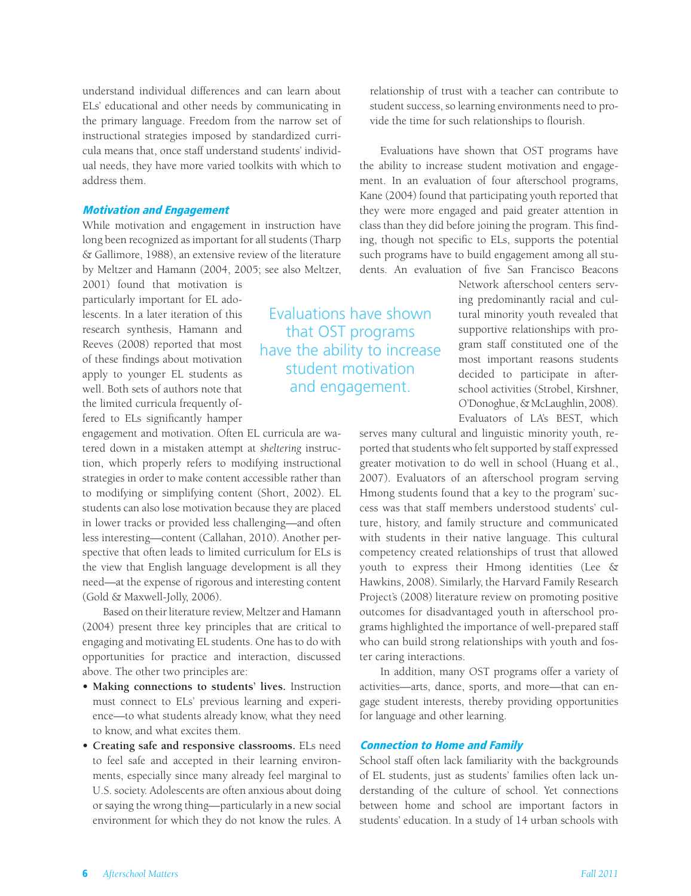understand individual differences and can learn about ELs' educational and other needs by communicating in the primary language. Freedom from the narrow set of instructional strategies imposed by standardized curricula means that, once staff understand students' individual needs, they have more varied toolkits with which to address them.

### *Motivation and Engagement*

While motivation and engagement in instruction have long been recognized as important for all students (Tharp & Gallimore, 1988), an extensive review of the literature by Meltzer and Hamann (2004, 2005; see also Meltzer, 2001) found that motivation is particularly important for EL adolescents. In a later iteration of this research synthesis, Hamann and Reeves (2008) reported that most of these findings about motivation apply to younger EL students as well. Both sets of authors note that the limited curricula frequently offered to ELs significantly hamper engagement and motivation. Often EL curricula are watered down in a mistaken attempt at *sheltering* instruction, which properly refers to modifying instructional strategies in order to make content accessible rather than to modifying or simplifying content (Short, 2002). EL students can also lose motivation because they are placed in lower tracks or provided less challenging—and often less interesting—content (Callahan, 2010). Another perspective that often leads to limited curriculum for ELs is the view that English language development is all they need—at the expense of rigorous and interesting content (Gold & Maxwell-Jolly, 2006).

Based on their literature review, Meltzer and Hamann (2004) present three key principles that are critical to engaging and motivating EL students. One has to do with opportunities for practice and interaction, discussed above. The other two principles are:

- **Making connections to students' lives.** Instruction must connect to ELs' previous learning and experience—to what students already know, what they need to know, and what excites them.
- **Creating safe and responsive classrooms.** ELs need to feel safe and accepted in their learning environments, especially since many already feel marginal to U.S. society. Adolescents are often anxious about doing or saying the wrong thing—particularly in a new social environment for which they do not know the rules. A relationship of trust with a teacher can contribute to student success, so learning environments need to provide the time for such relationships to flourish.

Evaluations have shown that OST programs have the ability to increase student motivation and engagement. In an evaluation of four afterschool programs, Kane (2004) found that participating youth reported that they were more engaged and paid greater attention in class than they did before joining the program. This finding, though not specific to ELs, supports the potential such programs have to build engagement among all students. An evaluation of five San Francisco Beacons Network afterschool centers serving predominantly racial and cultural minority youth revealed that supportive relationships with program staff constituted one of the most important reasons students decided to participate in afterschool activities (Strobel, Kirshner, O'Donoghue, & McLaughlin, 2008). Evaluators of LA's BEST, which serves many cultural and linguistic minority youth, reported that students who felt supported by staff expressed greater motivation to do well in school (Huang et al., 2007). Evaluators of an afterschool program serving Hmong students found that a key to the program' success was that staff members understood students' culture, history, and family structure and communicated with students in their native language. This cultural competency created relationships of trust that allowed youth to express their Hmong identities (Lee & Hawkins, 2008). Similarly, the Harvard Family Research Project's (2008) literature review on promoting positive outcomes for disadvantaged youth in afterschool programs highlighted the importance of well-prepared staff who can build strong relationships with youth and foster caring interactions.

> Evaluations have shown that OST programs have the ability to increase student motivation and engagement.

In addition, many OST programs offer a variety of activities—arts, dance, sports, and more—that can engage student interests, thereby providing opportunities for language and other learning.

### *Connection to Home and Family*

School staff often lack familiarity with the backgrounds of EL students, just as students' families often lack understanding of the culture of school. Yet connections between home and school are important factors in students' education. In a study of 14 urban schools with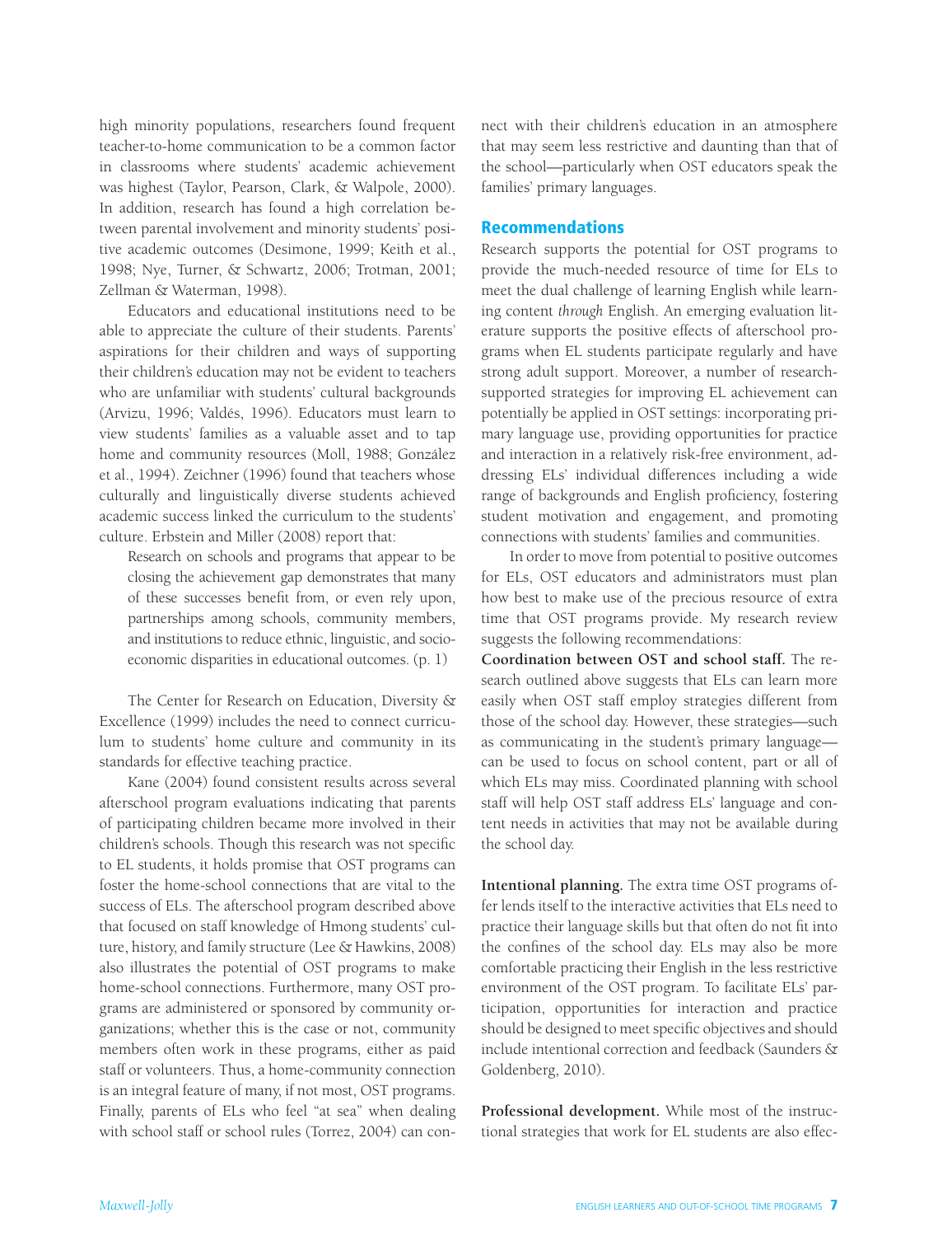high minority populations, researchers found frequent teacher-to-home communication to be a common factor in classrooms where students' academic achievement was highest (Taylor, Pearson, Clark, & Walpole, 2000). In addition, research has found a high correlation between parental involvement and minority students' positive academic outcomes (Desimone, 1999; Keith et al., 1998; Nye, Turner, & Schwartz, 2006; Trotman, 2001; Zellman & Waterman, 1998).

Educators and educational institutions need to be able to appreciate the culture of their students. Parents' aspirations for their children and ways of supporting their children's education may not be evident to teachers who are unfamiliar with students' cultural backgrounds (Arvizu, 1996; Valdés, 1996). Educators must learn to view students' families as a valuable asset and to tap home and community resources (Moll, 1988; González et al., 1994). Zeichner (1996) found that teachers whose culturally and linguistically diverse students achieved academic success linked the curriculum to the students' culture. Erbstein and Miller (2008) report that:

> Research on schools and programs that appear to be closing the achievement gap demonstrates that many of these successes benefit from, or even rely upon, partnerships among schools, community members, and institutions to reduce ethnic, linguistic, and socioeconomic disparities in educational outcomes. (p. 1)

The Center for Research on Education, Diversity & Excellence (1999) includes the need to connect curriculum to students' home culture and community in its standards for effective teaching practice.

Kane (2004) found consistent results across several afterschool program evaluations indicating that parents of participating children became more involved in their children's schools. Though this research was not specific to EL students, it holds promise that OST programs can foster the home-school connections that are vital to the success of ELs. The afterschool program described above that focused on staff knowledge of Hmong students' culture, history, and family structure (Lee & Hawkins, 2008) also illustrates the potential of OST programs to make home-school connections. Furthermore, many OST programs are administered or sponsored by community organizations; whether this is the case or not, community members often work in these programs, either as paid staff or volunteers. Thus, a home-community connection is an integral feature of many, if not most, OST programs. Finally, parents of ELs who feel "at sea" when dealing with school staff or school rules (Torrez, 2004) can connect with their children's education in an atmosphere that may seem less restrictive and daunting than that of the school—particularly when OST educators speak the families' primary languages.

## Recommendations

Research supports the potential for OST programs to provide the much-needed resource of time for ELs to meet the dual challenge of learning English while learning content *through* English. An emerging evaluation literature supports the positive effects of afterschool programs when EL students participate regularly and have strong adult support. Moreover, a number of research-supported strategies for improving EL achievement can potentially be applied in OST settings: incorporating primary language use, providing opportunities for practice and interaction in a relatively risk-free environment, addressing ELs' individual differences including a wide range of backgrounds and English proficiency, fostering student motivation and engagement, and promoting connections with students' families and communities.

In order to move from potential to positive outcomes for ELs, OST educators and administrators must plan how best to make use of the precious resource of extra time that OST programs provide. My research review suggests the following recommendations:

**Coordination between OST and school staff.** The research outlined above suggests that ELs can learn more easily when OST staff employ strategies different from those of the school day. However, these strategies—such as communicating in the student's primary language—can be used to focus on school content, part or all of which ELs may miss. Coordinated planning with school staff will help OST staff address ELs' language and content needs in activities that may not be available during the school day.

**Intentional planning.** The extra time OST programs offer lends itself to the interactive activities that ELs need to practice their language skills but that often do not fit into the confines of the school day. ELs may also be more comfortable practicing their English in the less restrictive environment of the OST program. To facilitate ELs' participation, opportunities for interaction and practice should be designed to meet specific objectives and should include intentional correction and feedback (Saunders & Goldenberg, 2010).

**Professional development.** While most of the instructional strategies that work for EL students are also effec-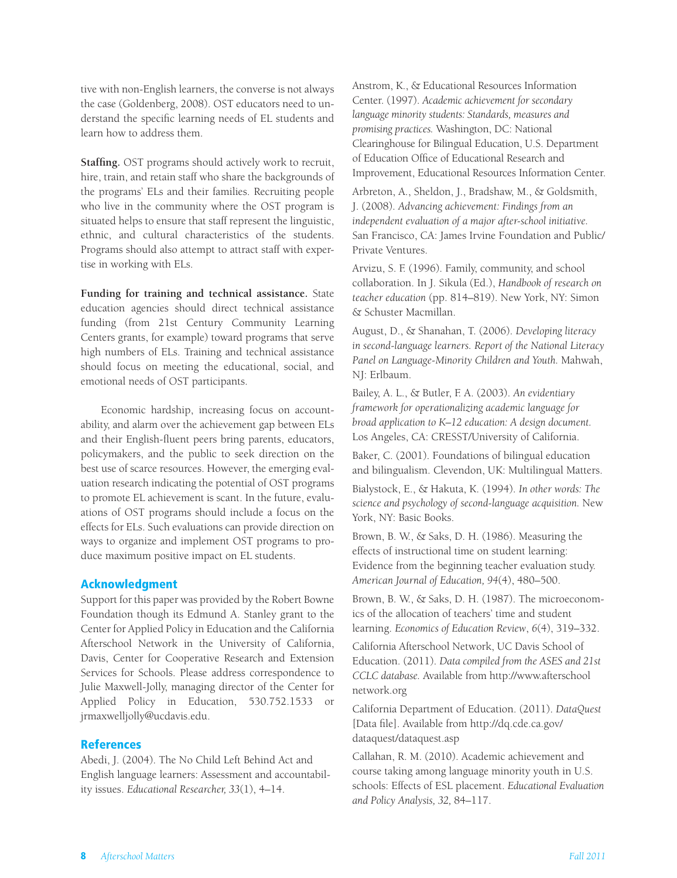tive with non-English learners, the converse is not always the case (Goldenberg, 2008). OST educators need to understand the specific learning needs of EL students and learn how to address them.

**Staffing.** OST programs should actively work to recruit, hire, train, and retain staff who share the backgrounds of the programs' ELs and their families. Recruiting people who live in the community where the OST program is situated helps to ensure that staff represent the linguistic, ethnic, and cultural characteristics of the students. Programs should also attempt to attract staff with expertise in working with ELs.

**Funding for training and technical assistance.** State education agencies should direct technical assistance funding (from 21st Century Community Learning Centers grants, for example) toward programs that serve high numbers of ELs. Training and technical assistance should focus on meeting the educational, social, and emotional needs of OST participants.

Economic hardship, increasing focus on accountability, and alarm over the achievement gap between ELs and their English-fluent peers bring parents, educators, policymakers, and the public to seek direction on the best use of scarce resources. However, the emerging evaluation research indicating the potential of OST programs to promote EL achievement is scant. In the future, evaluations of OST programs should include a focus on the effects for ELs. Such evaluations can provide direction on ways to organize and implement OST programs to produce maximum positive impact on EL students.

## Acknowledgment

Support for this paper was provided by the Robert Bowne Foundation though its Edmund A. Stanley grant to the Center for Applied Policy in Education and the California Afterschool Network in the University of California, Davis, Center for Cooperative Research and Extension Services for Schools. Please address correspondence to Julie Maxwell-Jolly, managing director of the Center for Applied Policy in Education, 530.752.1533 or jrmaxwelljolly@ucdavis.edu.

## References

Abedi, J. (2004). The No Child Left Behind Act and English language learners: Assessment and accountability issues. *Educational Researcher, 33*(1), 4–14.

Anstrom, K., & Educational Resources Information Center. (1997). *Academic achievement for secondary language minority students: Standards, measures and promising practices.* Washington, DC: National Clearinghouse for Bilingual Education, U.S. Department of Education Office of Educational Research and Improvement, Educational Resources Information Center.

Arbreton, A., Sheldon, J., Bradshaw, M., & Goldsmith, J. (2008). *Advancing achievement: Findings from an independent evaluation of a major after-school initiative.* San Francisco, CA: James Irvine Foundation and Public/Private Ventures.

Arvizu, S. F. (1996). Family, community, and school collaboration. In J. Sikula (Ed.), *Handbook of research on teacher education* (pp. 814–819). New York, NY: Simon & Schuster Macmillan.

August, D., & Shanahan, T. (2006). *Developing literacy in second-language learners. Report of the National Literacy Panel on Language-Minority Children and Youth.* Mahwah, NJ: Erlbaum.

Bailey, A. L., & Butler, F. A. (2003). *An evidentiary framework for operationalizing academic language for broad application to K–12 education: A design document.* Los Angeles, CA: CRESST/University of California.

Baker, C. (2001). Foundations of bilingual education and bilingualism. Clevendon, UK: Multilingual Matters.

Bialystock, E., & Hakuta, K. (1994). *In other words: The science and psychology of second-language acquisition.* New York, NY: Basic Books.

Brown, B. W., & Saks, D. H. (1986). Measuring the effects of instructional time on student learning: Evidence from the beginning teacher evaluation study. *American Journal of Education, 94*(4), 480–500.

Brown, B. W., & Saks, D. H. (1987). The microeconomics of the allocation of teachers' time and student learning. *Economics of Education Review*, *6*(4), 319–332.

California Afterschool Network, UC Davis School of Education. (2011). *Data compiled from the ASES and 21st CCLC database.* Available from http://www.afterschoolnetwork.org

California Department of Education. (2011). *DataQuest* [Data file]. Available from http://dq.cde.ca.gov/dataquest/dataquest.asp

Callahan, R. M. (2010). Academic achievement and course taking among language minority youth in U.S. schools: Effects of ESL placement. *Educational Evaluation and Policy Analysis, 32,* 84–117.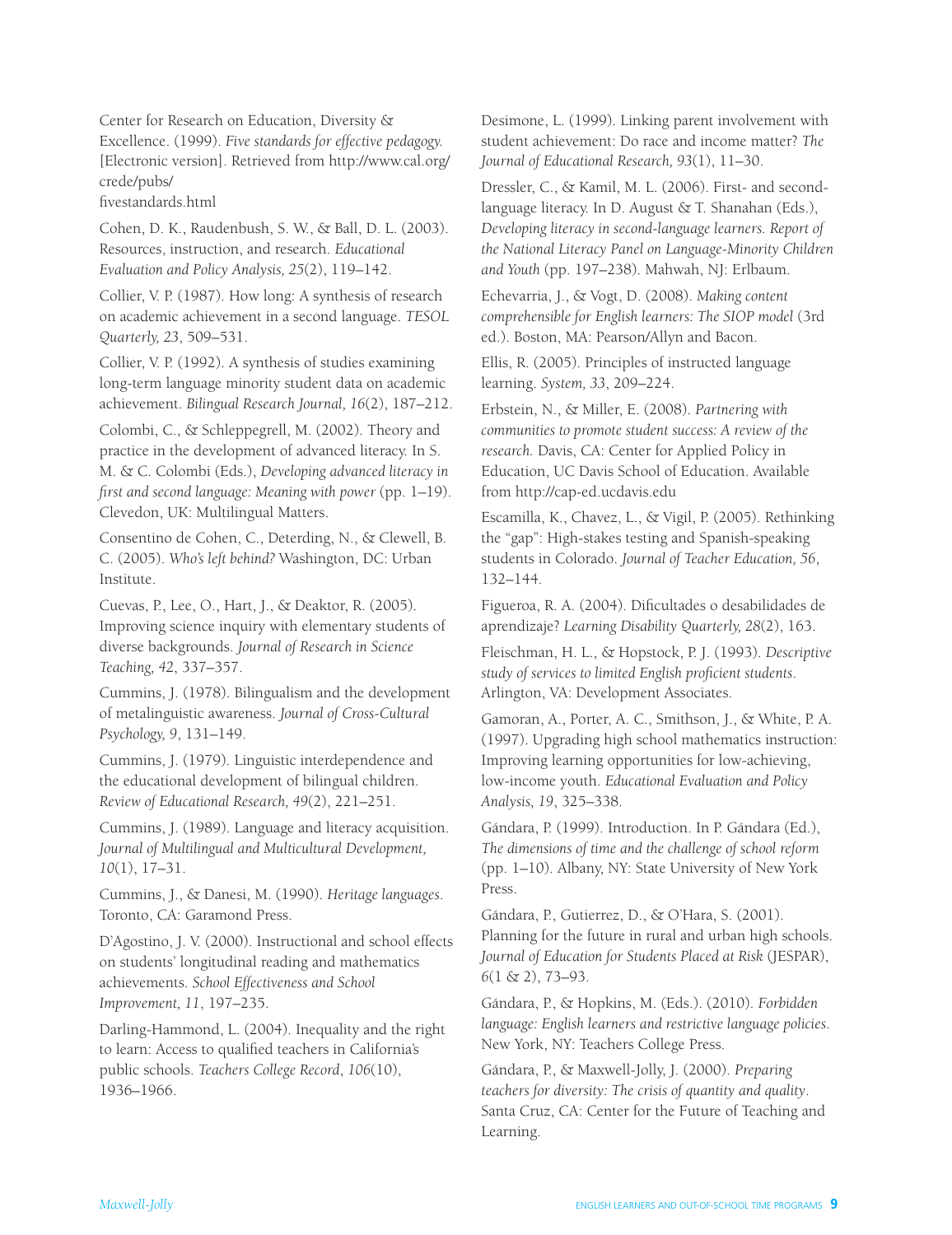Center for Research on Education, Diversity & Excellence. (1999). *Five standards for effective pedagogy.* [Electronic version]. Retrieved from http://www.cal.org/crede/pubs/fivestandards.html

Cohen, D. K., Raudenbush, S. W., & Ball, D. L. (2003). Resources, instruction, and research. *Educational Evaluation and Policy Analysis, 25*(2), 119–142.

Collier, V. P. (1987). How long: A synthesis of research on academic achievement in a second language. *TESOL Quarterly, 23*, 509–531.

Collier, V. P. (1992). A synthesis of studies examining long-term language minority student data on academic achievement. *Bilingual Research Journal, 16*(2), 187–212.

Colombi, C., & Schleppegrell, M. (2002). Theory and practice in the development of advanced literacy. In S. M. & C. Colombi (Eds.), *Developing advanced literacy in first and second language: Meaning with power* (pp. 1–19). Clevedon, UK: Multilingual Matters.

Consentino de Cohen, C., Deterding, N., & Clewell, B. C. (2005). *Who's left behind?* Washington, DC: Urban Institute.

Cuevas, P., Lee, O., Hart, J., & Deaktor, R. (2005). Improving science inquiry with elementary students of diverse backgrounds. *Journal of Research in Science Teaching, 42*, 337–357.

Cummins, J. (1978). Bilingualism and the development of metalinguistic awareness. *Journal of Cross-Cultural Psychology, 9*, 131–149.

Cummins, J. (1979). Linguistic interdependence and the educational development of bilingual children. *Review of Educational Research, 49*(2), 221–251.

Cummins, J. (1989). Language and literacy acquisition. *Journal of Multilingual and Multicultural Development, 10*(1), 17–31.

Cummins, J., & Danesi, M. (1990). *Heritage languages*. Toronto, CA: Garamond Press.

D'Agostino, J. V. (2000). Instructional and school effects on students' longitudinal reading and mathematics achievements. *School Effectiveness and School Improvement, 11*, 197–235.

Darling-Hammond, L. (2004). Inequality and the right to learn: Access to qualified teachers in California's public schools. *Teachers College Record, 106*(10), 1936–1966.

Desimone, L. (1999). Linking parent involvement with student achievement: Do race and income matter? *The Journal of Educational Research, 93*(1), 11–30.

Dressler, C., & Kamil, M. L. (2006). First- and second-language literacy. In D. August & T. Shanahan (Eds.), *Developing literacy in second-language learners. Report of the National Literacy Panel on Language-Minority Children and Youth* (pp. 197–238). Mahwah, NJ: Erlbaum.

Echevarria, J., & Vogt, D. (2008). *Making content comprehensible for English learners: The SIOP model* (3rd ed.). Boston, MA: Pearson/Allyn and Bacon.

Ellis, R. (2005). Principles of instructed language learning. *System, 33*, 209–224.

Erbstein, N., & Miller, E. (2008). *Partnering with communities to promote student success: A review of the research.* Davis, CA: Center for Applied Policy in Education, UC Davis School of Education. Available from http://cap-ed.ucdavis.edu

Escamilla, K., Chavez, L., & Vigil, P. (2005). Rethinking the "gap": High-stakes testing and Spanish-speaking students in Colorado. *Journal of Teacher Education, 56*, 132–144.

Figueroa, R. A. (2004). Dificultades o desabilidades de aprendizaje? *Learning Disability Quarterly, 28*(2), 163.

Fleischman, H. L., & Hopstock, P. J. (1993). *Descriptive study of services to limited English proficient students*. Arlington, VA: Development Associates.

Gamoran, A., Porter, A. C., Smithson, J., & White, P. A. (1997). Upgrading high school mathematics instruction: Improving learning opportunities for low-achieving, low-income youth. *Educational Evaluation and Policy Analysis, 19*, 325–338.

Gándara, P. (1999). Introduction. In P. Gándara (Ed.), *The dimensions of time and the challenge of school reform* (pp. 1–10). Albany, NY: State University of New York Press.

Gándara, P., Gutierrez, D., & O'Hara, S. (2001). Planning for the future in rural and urban high schools. *Journal of Education for Students Placed at Risk* (JESPAR), *6*(1 & 2), 73–93.

Gándara, P., & Hopkins, M. (Eds.). (2010). *Forbidden language: English learners and restrictive language policies.* New York, NY: Teachers College Press.

Gándara, P., & Maxwell-Jolly, J. (2000). *Preparing teachers for diversity: The crisis of quantity and quality*. Santa Cruz, CA: Center for the Future of Teaching and Learning.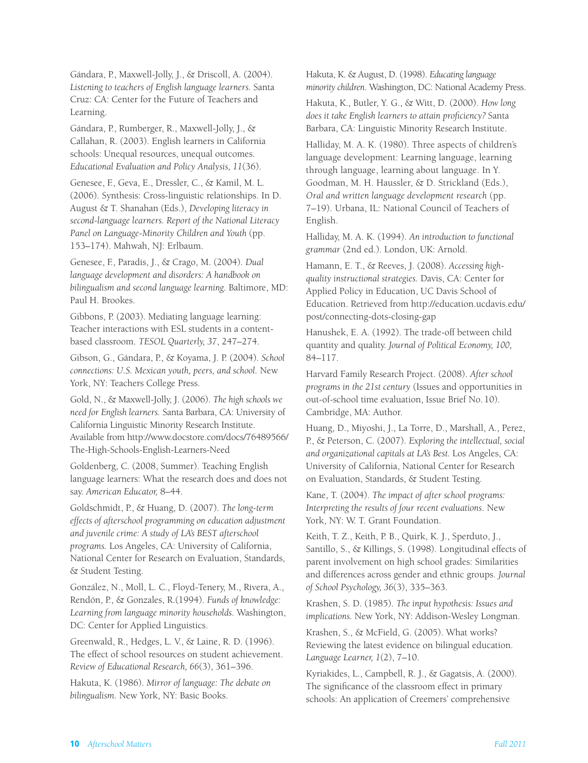Gándara, P., Maxwell-Jolly, J., & Driscoll, A. (2004). *Listening to teachers of English language learners.* Santa Cruz: CA: Center for the Future of Teachers and Learning.

Gándara, P., Rumberger, R., Maxwell-Jolly, J., & Callahan, R. (2003). English learners in California schools: Unequal resources, unequal outcomes. *Educational Evaluation and Policy Analysis, 11*(36).

Genesee, F., Geva, E., Dressler, C., & Kamil, M. L. (2006). Synthesis: Cross-linguistic relationships. In D. August & T. Shanahan (Eds.), *Developing literacy in second-language learners. Report of the National Literacy Panel on Language-Minority Children and Youth* (pp. 153–174). Mahwah, NJ: Erlbaum.

Genesee, F., Paradis, J., & Crago, M. (2004). *Dual language development and disorders: A handbook on bilingualism and second language learning.* Baltimore, MD: Paul H. Brookes.

Gibbons, P. (2003). Mediating language learning: Teacher interactions with ESL students in a content-based classroom. *TESOL Quarterly, 37*, 247–274.

Gibson, G., Gándara, P., & Koyama, J. P. (2004). *School connections: U.S. Mexican youth, peers, and school.* New York, NY: Teachers College Press.

Gold, N., & Maxwell-Jolly, J. (2006). *The high schools we need for English learners.* Santa Barbara, CA: University of California Linguistic Minority Research Institute. Available from http://www.docstore.com/docs/76489566/The-High-Schools-English-Learners-Need

Goldenberg, C. (2008, Summer). Teaching English language learners: What the research does and does not say. *American Educator,* 8–44.

Goldschmidt, P., & Huang, D. (2007). *The long-term effects of afterschool programming on education adjustment and juvenile crime: A study of LA's BEST afterschool programs.* Los Angeles, CA: University of California, National Center for Research on Evaluation, Standards, & Student Testing.

González, N., Moll, L. C., Floyd-Tenery, M., Rivera, A., Rendón, P., & Gonzales, R.(1994). *Funds of knowledge: Learning from language minority households.* Washington, DC: Center for Applied Linguistics.

Greenwald, R., Hedges, L. V., & Laine, R. D. (1996). The effect of school resources on student achievement. *Review of Educational Research, 66*(3), 361–396.

Hakuta, K. (1986). *Mirror of language: The debate on bilingualism.* New York, NY: Basic Books.

Hakuta, K. & August, D. (1998). *Educating language minority children.* Washington, DC: National Academy Press.

Hakuta, K., Butler, Y. G., & Witt, D. (2000). *How long does it take English learners to attain proficiency?* Santa Barbara, CA: Linguistic Minority Research Institute.

Halliday, M. A. K. (1980). Three aspects of children's language development: Learning language, learning through language, learning about language. In Y. Goodman, M. H. Haussler, & D. Strickland (Eds.), *Oral and written language development research* (pp. 7–19). Urbana, IL: National Council of Teachers of English.

Halliday, M. A. K. (1994). *An introduction to functional grammar* (2nd ed.). London, UK: Arnold.

Hamann, E. T., & Reeves, J. (2008). *Accessing high-quality instructional strategies.* Davis, CA: Center for Applied Policy in Education, UC Davis School of Education. Retrieved from http://education.ucdavis.edu/post/connecting-dots-closing-gap

Hanushek, E. A. (1992). The trade-off between child quantity and quality. *Journal of Political Economy, 100,* 84–117.

Harvard Family Research Project. (2008). *After school programs in the 21st century* (Issues and opportunities in out-of-school time evaluation, Issue Brief No. 10). Cambridge, MA: Author.

Huang, D., Miyoshi, J., La Torre, D., Marshall, A., Perez, P., & Peterson, C. (2007). *Exploring the intellectual, social and organizational capitals at LA's Best.* Los Angeles, CA: University of California, National Center for Research on Evaluation, Standards, & Student Testing.

Kane, T. (2004). *The impact of after school programs: Interpreting the results of four recent evaluations.* New York, NY: W. T. Grant Foundation.

Keith, T. Z., Keith, P. B., Quirk, K. J., Sperduto, J., Santillo, S., & Killings, S. (1998). Longitudinal effects of parent involvement on high school grades: Similarities and differences across gender and ethnic groups. *Journal of School Psychology, 36*(3), 335–363.

Krashen, S. D. (1985). *The input hypothesis: Issues and implications.* New York, NY: Addison-Wesley Longman.

Krashen, S., & McField, G. (2005). What works? Reviewing the latest evidence on bilingual education. *Language Learner, 1*(2), 7–10.

Kyriakides, L., Campbell, R. J., & Gagatsis, A. (2000). The significance of the classroom effect in primary schools: An application of Creemers' comprehensive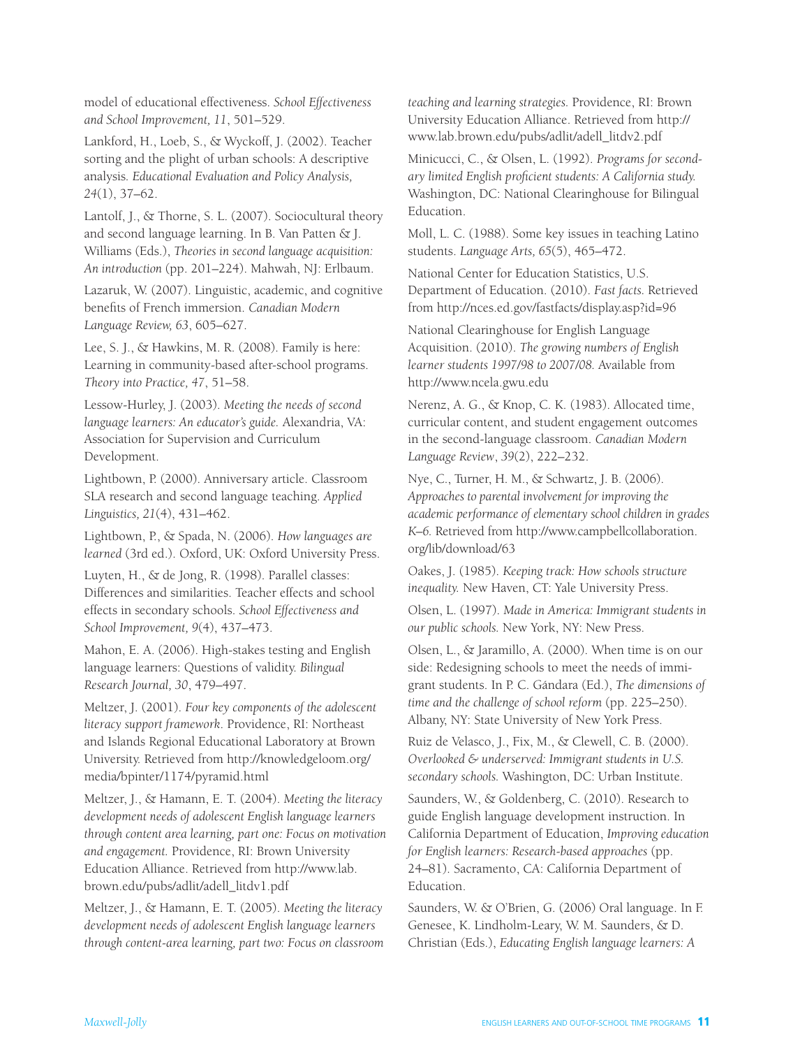model of educational effectiveness. *School Effectiveness and School Improvement, 11*, 501–529.

Lankford, H., Loeb, S., & Wyckoff, J. (2002). Teacher sorting and the plight of urban schools: A descriptive analysis. *Educational Evaluation and Policy Analysis, 24*(1), 37–62.

Lantolf, J., & Thorne, S. L. (2007). Sociocultural theory and second language learning. In B. Van Patten & J. Williams (Eds.), *Theories in second language acquisition: An introduction* (pp. 201–224). Mahwah, NJ: Erlbaum.

Lazaruk, W. (2007). Linguistic, academic, and cognitive benefits of French immersion. *Canadian Modern Language Review, 63*, 605–627.

Lee, S. J., & Hawkins, M. R. (2008). Family is here: Learning in community-based after-school programs. *Theory into Practice, 47*, 51–58.

Lessow-Hurley, J. (2003). *Meeting the needs of second language learners: An educator's guide.* Alexandria, VA: Association for Supervision and Curriculum Development.

Lightbown, P. (2000). Anniversary article. Classroom SLA research and second language teaching. *Applied Linguistics, 21*(4), 431–462.

Lightbown, P., & Spada, N. (2006). *How languages are learned* (3rd ed.). Oxford, UK: Oxford University Press.

Luyten, H., & de Jong, R. (1998). Parallel classes: Differences and similarities. Teacher effects and school effects in secondary schools. *School Effectiveness and School Improvement, 9*(4), 437–473.

Mahon, E. A. (2006). High-stakes testing and English language learners: Questions of validity. *Bilingual Research Journal, 30*, 479–497.

Meltzer, J. (2001). *Four key components of the adolescent literacy support framework*. Providence, RI: Northeast and Islands Regional Educational Laboratory at Brown University. Retrieved from http://knowledgeloom.org/media/bpinter/1174/pyramid.html

Meltzer, J., & Hamann, E. T. (2004). *Meeting the literacy development needs of adolescent English language learners through content area learning, part one: Focus on motivation and engagement.* Providence, RI: Brown University Education Alliance. Retrieved from http://www.lab.brown.edu/pubs/adlit/adell_litdv1.pdf

Meltzer, J., & Hamann, E. T. (2005). *Meeting the literacy development needs of adolescent English language learners through content-area learning, part two: Focus on classroom teaching and learning strategies.* Providence, RI: Brown University Education Alliance. Retrieved from http://www.lab.brown.edu/pubs/adlit/adell_litdv2.pdf

Minicucci, C., & Olsen, L. (1992). *Programs for secondary limited English proficient students: A California study.* Washington, DC: National Clearinghouse for Bilingual Education.

Moll, L. C. (1988). Some key issues in teaching Latino students. *Language Arts, 65*(5), 465–472.

National Center for Education Statistics, U.S. Department of Education. (2010). *Fast facts.* Retrieved from http://nces.ed.gov/fastfacts/display.asp?id=96

National Clearinghouse for English Language Acquisition. (2010). *The growing numbers of English learner students 1997/98 to 2007/08.* Available from http://www.ncela.gwu.edu

Nerenz, A. G., & Knop, C. K. (1983). Allocated time, curricular content, and student engagement outcomes in the second-language classroom. *Canadian Modern Language Review*, *39*(2), 222–232.

Nye, C., Turner, H. M., & Schwartz, J. B. (2006). *Approaches to parental involvement for improving the academic performance of elementary school children in grades K–6.* Retrieved from http://www.campbellcollaboration.org/lib/download/63

Oakes, J. (1985). *Keeping track: How schools structure inequality.* New Haven, CT: Yale University Press.

Olsen, L. (1997). *Made in America: Immigrant students in our public schools.* New York, NY: New Press.

Olsen, L., & Jaramillo, A. (2000). When time is on our side: Redesigning schools to meet the needs of immigrant students. In P. C. Gándara (Ed.), *The dimensions of time and the challenge of school reform* (pp. 225–250). Albany, NY: State University of New York Press.

Ruiz de Velasco, J., Fix, M., & Clewell, C. B. (2000). *Overlooked & underserved: Immigrant students in U.S. secondary schools.* Washington, DC: Urban Institute.

Saunders, W., & Goldenberg, C. (2010). Research to guide English language development instruction. In California Department of Education, *Improving education for English learners: Research-based approaches* (pp. 24–81). Sacramento, CA: California Department of Education.

Saunders, W. & O'Brien, G. (2006) Oral language. In F. Genesee, K. Lindholm-Leary, W. M. Saunders, & D. Christian (Eds.), *Educating English language learners: A*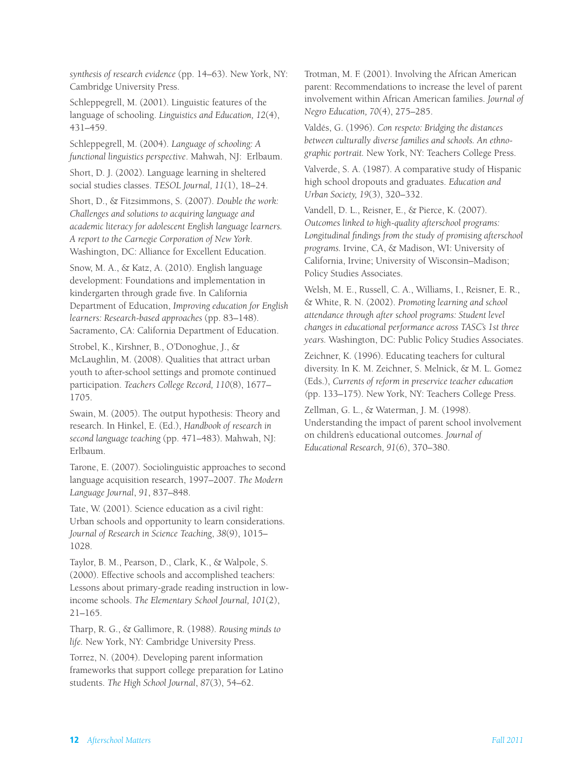*synthesis of research evidence* (pp. 14–63). New York, NY: Cambridge University Press.

Schleppegrell, M. (2001). Linguistic features of the language of schooling. *Linguistics and Education, 12*(4), 431–459.

Schleppegrell, M. (2004). *Language of schooling: A functional linguistics perspective*. Mahwah, NJ: Erlbaum.

Short, D. J. (2002). Language learning in sheltered social studies classes. *TESOL Journal, 11*(1), 18–24.

Short, D., & Fitzsimmons, S. (2007). *Double the work: Challenges and solutions to acquiring language and academic literacy for adolescent English language learners. A report to the Carnegie Corporation of New York*. Washington, DC: Alliance for Excellent Education.

Snow, M. A., & Katz, A. (2010). English language development: Foundations and implementation in kindergarten through grade five. In California Department of Education, *Improving education for English learners: Research-based approaches* (pp. 83–148). Sacramento, CA: California Department of Education.

Strobel, K., Kirshner, B., O'Donoghue, J., & McLaughlin, M. (2008). Qualities that attract urban youth to after-school settings and promote continued participation. *Teachers College Record, 110*(8), 1677–1705.

Swain, M. (2005). The output hypothesis: Theory and research. In Hinkel, E. (Ed.), *Handbook of research in second language teaching* (pp. 471–483). Mahwah, NJ: Erlbaum.

Tarone, E. (2007). Sociolinguistic approaches to second language acquisition research, 1997–2007. *The Modern Language Journal*, *91*, 837–848.

Tate, W. (2001). Science education as a civil right: Urban schools and opportunity to learn considerations. *Journal of Research in Science Teaching*, *38*(9), 1015–1028.

Taylor, B. M., Pearson, D., Clark, K., & Walpole, S. (2000). Effective schools and accomplished teachers: Lessons about primary-grade reading instruction in low-income schools. *The Elementary School Journal, 101*(2), 21–165.

Tharp, R. G., & Gallimore, R. (1988). *Rousing minds to life*. New York, NY: Cambridge University Press.

Torrez, N. (2004). Developing parent information frameworks that support college preparation for Latino students. *The High School Journal*, *87*(3), 54–62.

Trotman, M. F. (2001). Involving the African American parent: Recommendations to increase the level of parent involvement within African American families. *Journal of Negro Education, 70*(4), 275–285.

Valdés, G. (1996). *Con respeto: Bridging the distances between culturally diverse families and schools. An ethnographic portrait.* New York, NY: Teachers College Press.

Valverde, S. A. (1987). A comparative study of Hispanic high school dropouts and graduates. *Education and Urban Society, 19*(3), 320–332.

Vandell, D. L., Reisner, E., & Pierce, K. (2007). *Outcomes linked to high-quality afterschool programs: Longitudinal findings from the study of promising afterschool programs.* Irvine, CA, & Madison, WI: University of California, Irvine; University of Wisconsin–Madison; Policy Studies Associates.

Welsh, M. E., Russell, C. A., Williams, I., Reisner, E. R., & White, R. N. (2002). *Promoting learning and school attendance through after school programs: Student level changes in educational performance across TASC's 1st three years.* Washington, DC: Public Policy Studies Associates.

Zeichner, K. (1996). Educating teachers for cultural diversity. In K. M. Zeichner, S. Melnick, & M. L. Gomez (Eds.), *Currents of reform in preservice teacher education* (pp. 133–175). New York, NY: Teachers College Press.

Zellman, G. L., & Waterman, J. M. (1998). Understanding the impact of parent school involvement on children's educational outcomes. *Journal of Educational Research, 91*(6), 370–380.